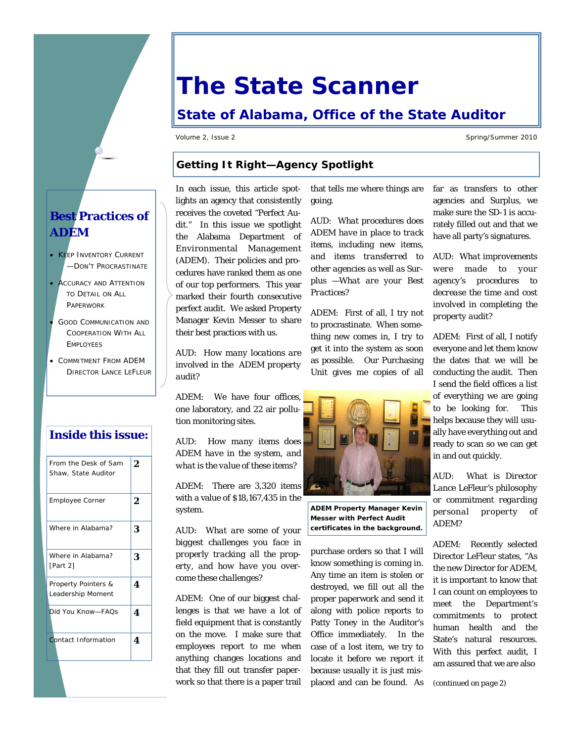# The State Scanner

## State of Alabama, Office of the State Auditor

Volume 2, Issue 2

Spring/Summer 2010

### Best Practices of ADEM

- Keep Inventory Current—Don't Procrastinate
- Accuracy and Attention to Detail on All Paperwork
- Good Communication and Cooperation With All Employees
- Commitment From ADEM Director Lance LeFleur

### Inside this issue:

| | |
|---|---|
| From the Desk of Sam Shaw, State Auditor | 2 |
| Employee Corner | 2 |
| Where in Alabama? | 3 |
| Where in Alabama? [Part 2] | 3 |
| Property Pointers & Leadership Moment | 4 |
| Did You Know—FAQs | 4 |
| Contact Information | 4 |

## Getting It Right—Agency Spotlight

In each issue, this article spotlights an agency that consistently receives the coveted "Perfect Audit." In this issue we spotlight the Alabama Department of Environmental Management (ADEM). Their policies and procedures have ranked them as one of our top performers. This year marked their fourth consecutive perfect audit. We asked Property Manager Kevin Messer to share their best practices with us.

*AUD: How many locations are involved in the ADEM property audit?*

ADEM: We have four offices, one laboratory, and 22 air pollution monitoring sites.

*AUD: How many items does ADEM have in the system, and what is the value of these items?*

ADEM: There are 3,320 items with a value of $18,167,435 in the system.

*AUD: What are some of your biggest challenges you face in properly tracking all the property, and how have you overcome these challenges?*

ADEM: One of our biggest challenges is that we have a lot of field equipment that is constantly on the move. I make sure that employees report to me when anything changes locations and that they fill out transfer paperwork so that there is a paper trail that tells me where things are going.

*AUD: What procedures does ADEM have in place to track items, including new items, and items transferred to other agencies as well as Surplus —What are your Best Practices?*

ADEM: First of all, I try not to procrastinate. When something new comes in, I try to get it into the system as soon as possible. Our Purchasing Unit gives me copies of all purchase orders so that I will know something is coming in. Any time an item is stolen or destroyed, we fill out all the proper paperwork and send it along with police reports to Patty Toney in the Auditor's Office immediately. In the case of a lost item, we try to locate it before we report it because usually it is just misplaced and can be found. As far as transfers to other agencies and Surplus, we make sure the SD-1 is accurately filled out and that we have all party's signatures.

**ADEM Property Manager Kevin Messer with Perfect Audit certificates in the background.**

*AUD: What improvements were made to your agency's procedures to decrease the time and cost involved in completing the property audit?*

ADEM: First of all, I notify everyone and let them know the dates that we will be conducting the audit. Then I send the field offices a list of everything we are going to be looking for. This helps because they will usually have everything out and ready to scan so we can get in and out quickly.

*AUD: What is Director Lance LeFleur's philosophy or commitment regarding personal property of ADEM?*

ADEM: Recently selected Director LeFleur states, "As the new Director for ADEM, it is important to know that I can count on employees to meet the Department's commitments to protect human health and the State's natural resources. With this perfect audit, I am assured that we are also

(continued on page 2)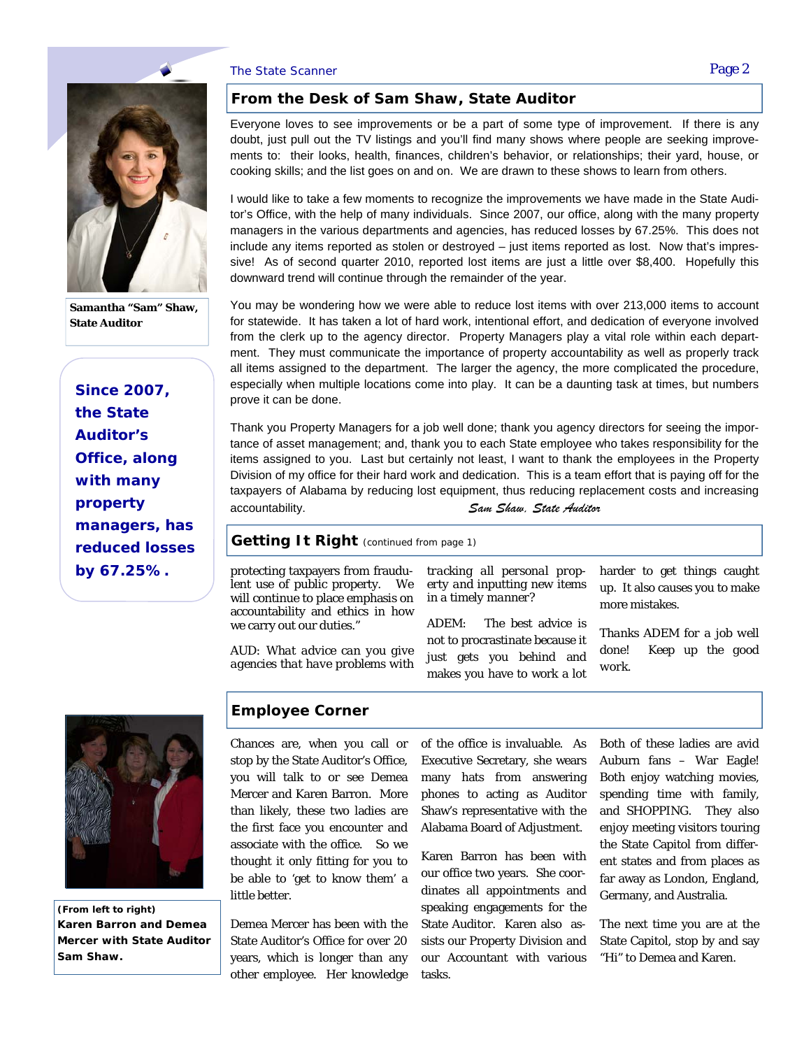## From the Desk of Sam Shaw, State Auditor

Samantha "Sam" Shaw, State Auditor

Everyone loves to see improvements or be a part of some type of improvement. If there is any doubt, just pull out the TV listings and you'll find many shows where people are seeking improvements to: their looks, health, finances, children's behavior, or relationships; their yard, house, or cooking skills; and the list goes on and on. We are drawn to these shows to learn from others.

I would like to take a few moments to recognize the improvements we have made in the State Auditor's Office, with the help of many individuals. Since 2007, our office, along with the many property managers in the various departments and agencies, has reduced losses by 67.25%. This does not include any items reported as stolen or destroyed – just items reported as lost. Now that's impressive! As of second quarter 2010, reported lost items are just a little over $8,400. Hopefully this downward trend will continue through the remainder of the year.

**Since 2007, the State Auditor's Office, along with many property managers, has reduced losses by 67.25%.**

You may be wondering how we were able to reduce lost items with over 213,000 items to account for statewide. It has taken a lot of hard work, intentional effort, and dedication of everyone involved from the clerk up to the agency director. Property Managers play a vital role within each department. They must communicate the importance of property accountability as well as properly track all items assigned to the department. The larger the agency, the more complicated the procedure, especially when multiple locations come into play. It can be a daunting task at times, but numbers prove it can be done.

Thank you Property Managers for a job well done; thank you agency directors for seeing the importance of asset management; and, thank you to each State employee who takes responsibility for the items assigned to you. Last but certainly not least, I want to thank the employees in the Property Division of my office for their hard work and dedication. This is a team effort that is paying off for the taxpayers of Alabama by reducing lost equipment, thus reducing replacement costs and increasing accountability.

*Sam Shaw, State Auditor*

## Getting It Right (continued from page 1)

protecting taxpayers from fraudulent use of public property. We will continue to place emphasis on accountability and ethics in how we carry out our duties."

AUD: *What advice can you give agencies that have problems with tracking all personal property and inputting new items in a timely manner?*

ADEM: The best advice is not to procrastinate because it just gets you behind and makes you have to work a lot harder to get things caught up. It also causes you to make more mistakes.

*Thanks ADEM for a job well done! Keep up the good work.*

## Employee Corner

Chances are, when you call or stop by the State Auditor's Office, you will talk to or see Demea Mercer and Karen Barron. More than likely, these two ladies are the first face you encounter and associate with the office. So we thought it only fitting for you to be able to 'get to know them' a little better.

Demea Mercer has been with the State Auditor's Office for over 20 years, which is longer than any other employee. Her knowledge of the office is invaluable. As Executive Secretary, she wears many hats from answering phones to acting as Auditor Shaw's representative with the Alabama Board of Adjustment.

Karen Barron has been with our office two years. She coordinates all appointments and speaking engagements for the State Auditor. Karen also assists our Property Division and our Accountant with various tasks.

Both of these ladies are avid Auburn fans – War Eagle! Both enjoy watching movies, spending time with family, and SHOPPING. They also enjoy meeting visitors touring the State Capitol from different states and from places as far away as London, England, Germany, and Australia.

The next time you are at the State Capitol, stop by and say "Hi" to Demea and Karen.

**(From left to right) Karen Barron and Demea Mercer with State Auditor Sam Shaw.**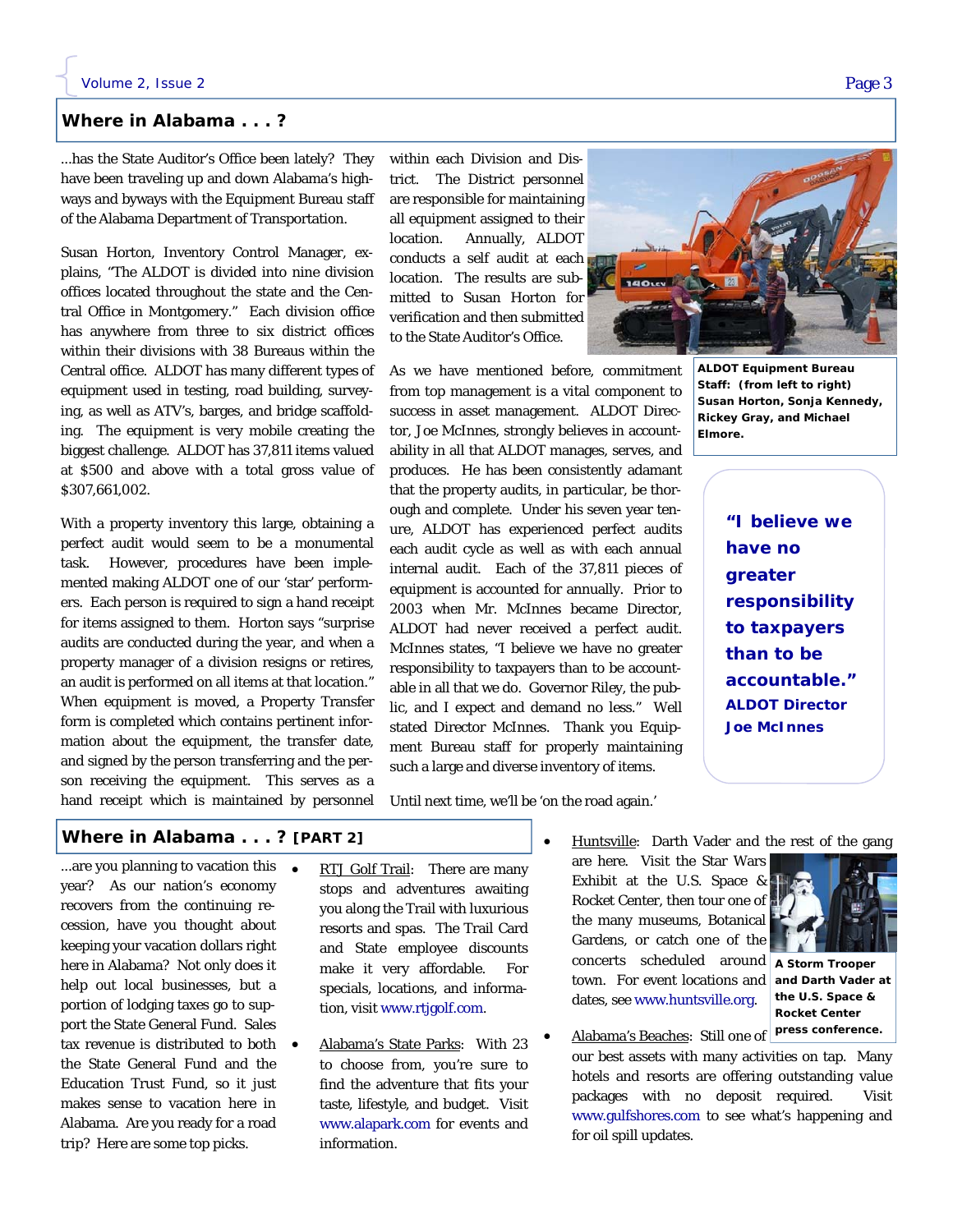## Where in Alabama . . . ?

...has the State Auditor's Office been lately? They have been traveling up and down Alabama's highways and byways with the Equipment Bureau staff of the Alabama Department of Transportation.

Susan Horton, Inventory Control Manager, explains, "The ALDOT is divided into nine division offices located throughout the state and the Central Office in Montgomery." Each division office has anywhere from three to six district offices within their divisions with 38 Bureaus within the Central office. ALDOT has many different types of equipment used in testing, road building, surveying, as well as ATV's, barges, and bridge scaffolding. The equipment is very mobile creating the biggest challenge. ALDOT has 37,811 items valued at $500 and above with a total gross value of $307,661,002.

With a property inventory this large, obtaining a perfect audit would seem to be a monumental task. However, procedures have been implemented making ALDOT one of our 'star' performers. Each person is required to sign a hand receipt for items assigned to them. Horton says "surprise audits are conducted during the year, and when a property manager of a division resigns or retires, an audit is performed on all items at that location." When equipment is moved, a Property Transfer form is completed which contains pertinent information about the equipment, the transfer date, and signed by the person transferring and the person receiving the equipment. This serves as a hand receipt which is maintained by personnel within each Division and District. The District personnel are responsible for maintaining all equipment assigned to their location. Annually, ALDOT conducts a self audit at each location. The results are submitted to Susan Horton for verification and then submitted to the State Auditor's Office.

**ALDOT Equipment Bureau Staff: (from left to right) Susan Horton, Sonja Kennedy, Rickey Gray, and Michael Elmore.**

As we have mentioned before, commitment from top management is a vital component to success in asset management. ALDOT Director, Joe McInnes, strongly believes in accountability in all that ALDOT manages, serves, and produces. He has been consistently adamant that the property audits, in particular, be thorough and complete. Under his seven year tenure, ALDOT has experienced perfect audits each audit cycle as well as with each annual internal audit. Each of the 37,811 pieces of equipment is accounted for annually. Prior to 2003 when Mr. McInnes became Director, ALDOT had never received a perfect audit. McInnes states, "I believe we have no greater responsibility to taxpayers than to be accountable in all that we do. Governor Riley, the public, and I expect and demand no less." Well stated Director McInnes. Thank you Equipment Bureau staff for properly maintaining such a large and diverse inventory of items.

> **"I believe we have no greater responsibility to taxpayers than to be accountable."**
> **ALDOT Director Joe McInnes**

Until next time, we'll be 'on the road again.'

## Where in Alabama . . . ? [PART 2]

...are you planning to vacation this year? As our nation's economy recovers from the continuing recession, have you thought about keeping your vacation dollars right here in Alabama? Not only does it help out local businesses, but a portion of lodging taxes go to support the State General Fund. Sales tax revenue is distributed to both the State General Fund and the Education Trust Fund, so it just makes sense to vacation here in Alabama. Are you ready for a road trip? Here are some top picks.

- RTJ Golf Trail: There are many stops and adventures awaiting you along the Trail with luxurious resorts and spas. The Trail Card and State employee discounts make it very affordable. For specials, locations, and information, visit www.rtjgolf.com.
- Alabama's State Parks: With 23 to choose from, you're sure to find the adventure that fits your taste, lifestyle, and budget. Visit www.alapark.com for events and information.
- Huntsville: Darth Vader and the rest of the gang are here. Visit the Star Wars Exhibit at the U.S. Space & Rocket Center, then tour one of the many museums, Botanical Gardens, or catch one of the concerts scheduled around town. For event locations and dates, see www.huntsville.org.
- Alabama's Beaches: Still one of our best assets with many activities on tap. Many hotels and resorts are offering outstanding value packages with no deposit required. Visit www.gulfshores.com to see what's happening and for oil spill updates.

**A Storm Trooper and Darth Vader at the U.S. Space & Rocket Center press conference.**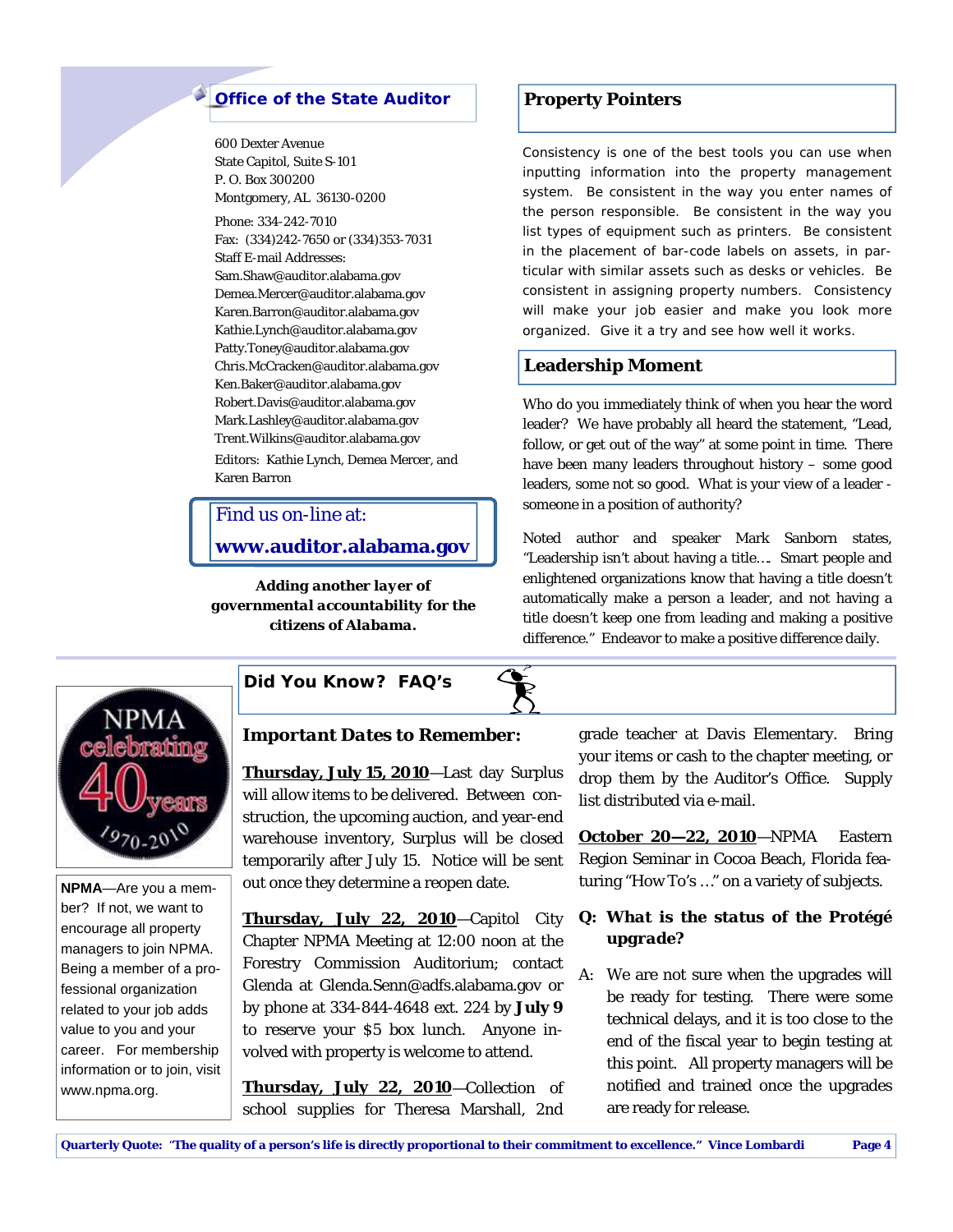## Office of the State Auditor

600 Dexter Avenue
State Capitol, Suite S-101
P. O. Box 300200
Montgomery, AL 36130-0200

Phone: 334-242-7010
Fax: (334)242-7650 or (334)353-7031
Staff E-mail Addresses:
Sam.Shaw@auditor.alabama.gov
Demea.Mercer@auditor.alabama.gov
Karen.Barron@auditor.alabama.gov
Kathie.Lynch@auditor.alabama.gov
Patty.Toney@auditor.alabama.gov
Chris.McCracken@auditor.alabama.gov
Ken.Baker@auditor.alabama.gov
Robert.Davis@auditor.alabama.gov
Mark.Lashley@auditor.alabama.gov
Trent.Wilkins@auditor.alabama.gov

Editors: Kathie Lynch, Demea Mercer, and Karen Barron

Find us on-line at:

**www.auditor.alabama.gov**

***Adding another layer of governmental accountability for the citizens of Alabama.***

## Property Pointers

Consistency is one of the best tools you can use when inputting information into the property management system. Be consistent in the way you enter names of the person responsible. Be consistent in the way you list types of equipment such as printers. Be consistent in the placement of bar-code labels on assets, in particular with similar assets such as desks or vehicles. Be consistent in assigning property numbers. Consistency will make your job easier and make you look more organized. Give it a try and see how well it works.

## Leadership Moment

Who do you immediately think of when you hear the word leader? We have probably all heard the statement, "Lead, follow, or get out of the way" at some point in time. There have been many leaders throughout history – some good leaders, some not so good. What is your view of a leader - someone in a position of authority?

Noted author and speaker Mark Sanborn states, "Leadership isn't about having a title…. Smart people and enlightened organizations know that having a title doesn't automatically make a person a leader, and not having a title doesn't keep one from leading and making a positive difference." Endeavor to make a positive difference daily.

NPMA celebrating 40 years 1970-2010

**NPMA**—Are you a member? If not, we want to encourage all property managers to join NPMA. Being a member of a professional organization related to your job adds value to you and your career. For membership information or to join, visit www.npma.org.

## Did You Know? FAQ's

### *Important Dates to Remember:*

**Thursday, July 15, 2010**—Last day Surplus will allow items to be delivered. Between construction, the upcoming auction, and year-end warehouse inventory, Surplus will be closed temporarily after July 15. Notice will be sent out once they determine a reopen date.

**Thursday, July 22, 2010**—Capitol City Chapter NPMA Meeting at 12:00 noon at the Forestry Commission Auditorium; contact Glenda at Glenda.Senn@adfs.alabama.gov or by phone at 334-844-4648 ext. 224 by **July 9** to reserve your $5 box lunch. Anyone involved with property is welcome to attend.

**Thursday, July 22, 2010**—Collection of school supplies for Theresa Marshall, 2nd grade teacher at Davis Elementary. Bring your items or cash to the chapter meeting, or drop them by the Auditor's Office. Supply list distributed via e-mail.

**October 20—22, 2010**—NPMA Eastern Region Seminar in Cocoa Beach, Florida featuring "How To's …" on a variety of subjects.

**Q: What is the status of the Protégé upgrade?**

A: We are not sure when the upgrades will be ready for testing. There were some technical delays, and it is too close to the end of the fiscal year to begin testing at this point. All property managers will be notified and trained once the upgrades are ready for release.

**Quarterly Quote: "The quality of a person's life is directly proportional to their commitment to excellence." Vince Lombardi**